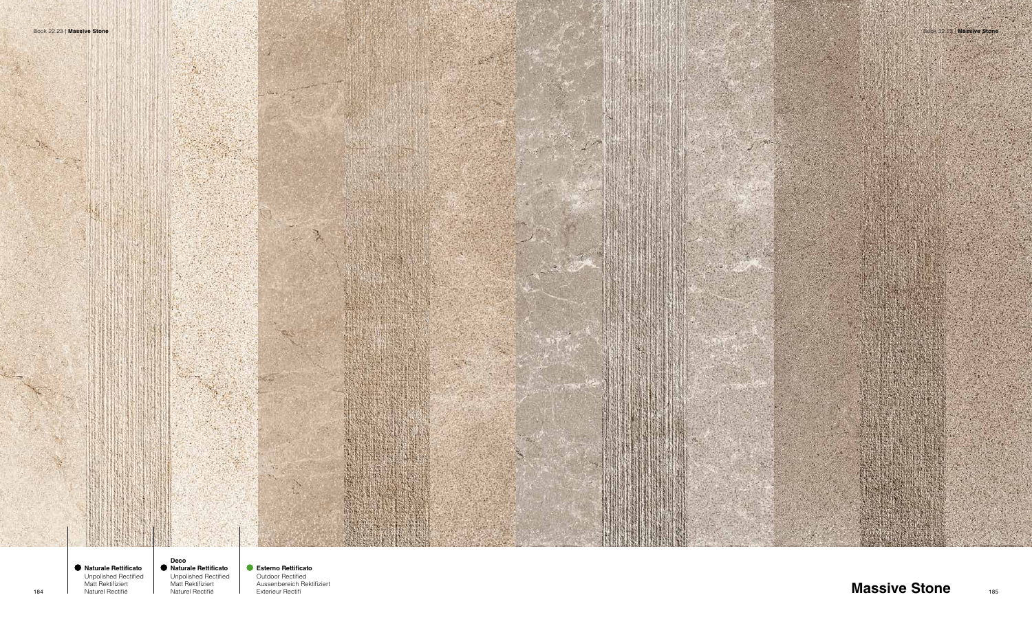## Massive Stone

- **Naturale Rettificato**
  Unpolished Rectified
  Matt Rektifiziert
  Naturel Rectifié

**Deco**
- **Naturale Rettificato**
  Unpolished Rectified
  Matt Rektifiziert
  Naturel Rectifié

- **Esterno Rettificato**
  Outdoor Rectified
  Aussenbereich Rektifiziert
  Exterieur Rectifi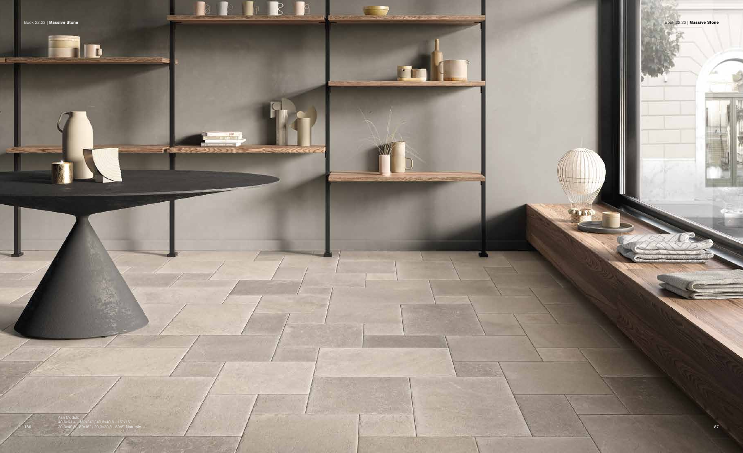Ash Modulo
40,8x61,4 - 16"x24" / 40,8x40,8 - 16"x16"
20,3x40,8 - 8"x16" / 20,3x20,3 - 8"x8" Naturale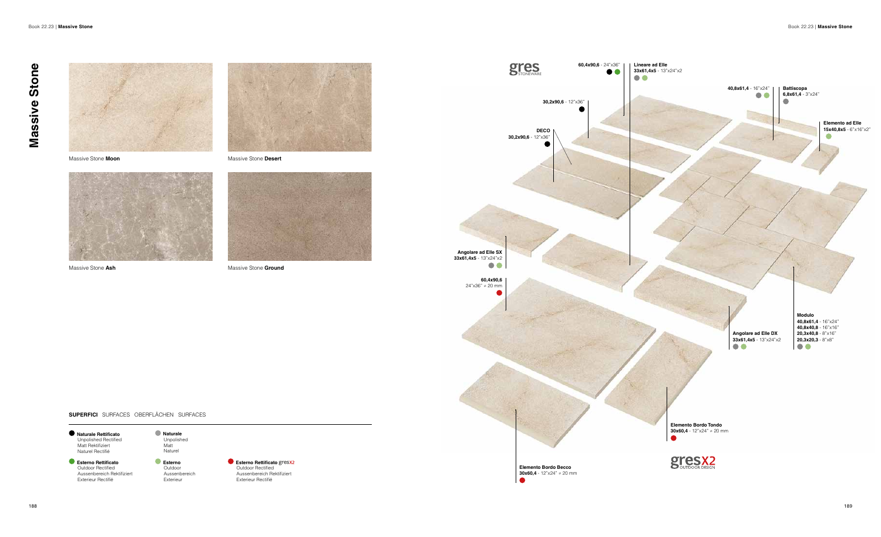# Massive Stone

Massive Stone **Moon**

Massive Stone **Desert**

Massive Stone **Ash**

Massive Stone **Ground**

**SUPERFICI** SURFACES OBERFLÄCHEN SURFACES

- **Naturale Rettificato** – Unpolished Rectified – Matt Rektifiziert – Naturel Rectifié
- **Esterno Rettificato** – Outdoor Rectified – Aussenbereich Rektifiziert – Exterieur Rectifié
- **Naturale** – Unpolished – Matt – Naturel
- **Esterno** – Outdoor – Aussenbereich – Exterieur
- **Esterno Rettificato** gresX2 – Outdoor Rectified – Aussenbereich Rektifiziert – Exterieur Rectifié

gres STONEWARE

**60,4x90,6** - 24"x36"

**Lineare ad Elle**
**33x61,4x5** - 13"x24"x2

**30,2x90,6** - 12"x36"

**DECO**
**30,2x90,6** - 12"x36"

**40,8x61,4** - 16"x24"

**Battiscopa**
**6,8x61,4** - 3"x24"

**Elemento ad Elle**
**15x40,8x5** - 6"x16"x2"

**Angolare ad Elle SX**
**33x61,4x5** - 13"x24"x2

**60,4x90,6**
24"x36" ≠ 20 mm

**Modulo**
**40,8x61,4** - 16"x24"
**40,8x40,8** - 16"x16"
**20,3x40,8** - 8"x16"
**20,3x20,3** - 8"x8"

**Angolare ad Elle DX**
**33x61,4x5** - 13"x24"x2

**Elemento Bordo Tondo**
**30x60,4** - 12"x24" ≠ 20 mm

**Elemento Bordo Becco**
**30x60,4** - 12"x24" ≠ 20 mm

gresX2 OUTDOOR DESIGN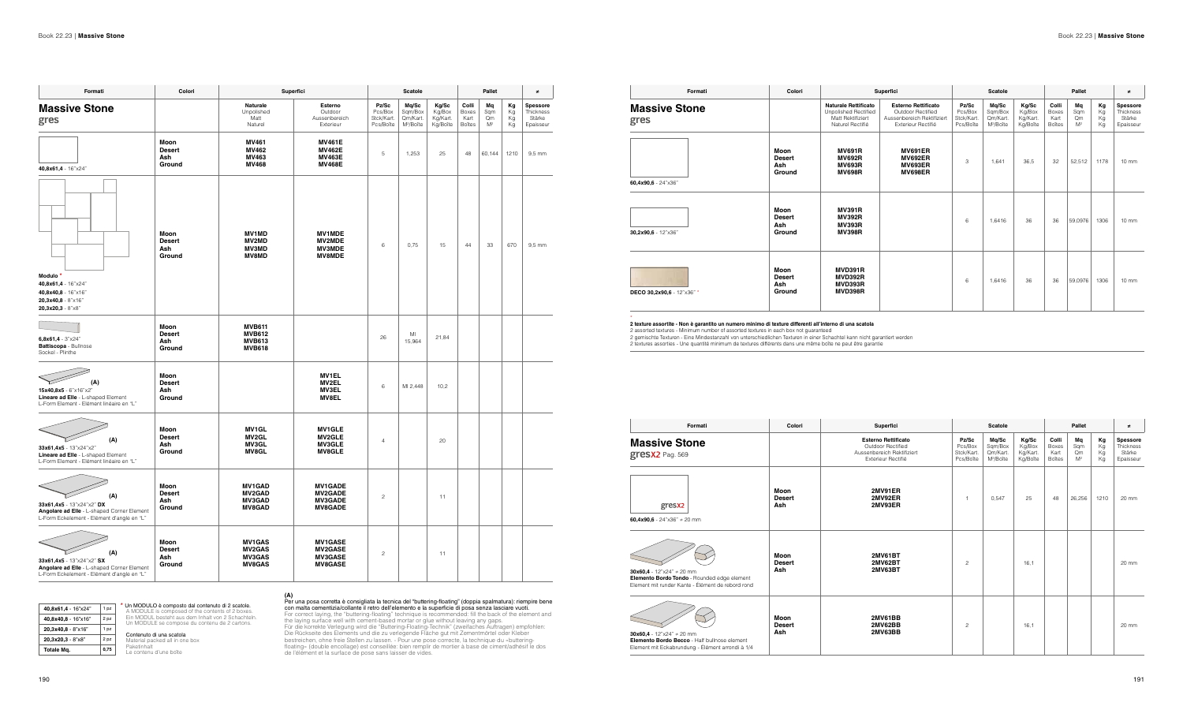| Formati | Colori | Superfici | | Scatole | | | Pallet | | | ≠ |
|---|---|---|---|---|---|---|---|---|---|---|
| **Massive Stone** gres | | **Naturale** Unpolished Matt Naturel | **Esterno** Outdoor Aussenbereich Exterieur | **Pz/Sc** Pcs/Box Stck/Kart. Pcs/Boîte | **Mq/Sc** Sqm/Box Qm/Kart. M²/Boîte | **Kg/Sc** Kg/Box Kg/Kart. Kg/Boîte | **Colli** Boxes Kart Boîtes | **Mq** Sqm Qm M² | **Kg** Kg Kg Kg | **Spessore** Thickness Stärke Epaisseur |
| **40,8x61,4** - 16"x24" | **Moon Desert Ash Ground** | **MV461 MV462 MV463 MV468** | **MV461E MV462E MV463E MV468E** | 5 | 1,253 | 25 | 48 | 60,144 | 1210 | 9.5 mm |
| **Modulo *** **40,8x61,4** - 16"x24" **40,8x40,8** - 16"x16" **20,3x40,8** - 8"x16" **20,3x20,3** - 8"x8" | **Moon Desert Ash Ground** | **MV1MD MV2MD MV3MD MV8MD** | **MV1MDE MV2MDE MV3MDE MV8MDE** | 6 | 0,75 | 15 | 44 | 33 | 670 | 9.5 mm |
| **6,8x61,4** - 3"x24" **Battiscopa** - Bullnose Sockel - Plinthe | **Moon Desert Ash Ground** | **MVB611 MVB612 MVB613 MVB618** | | 26 | Ml 15,964 | 21,84 | | | | |
| (A) **15x40,8x5** - 6"x16"x2" **Lineare ad Elle** - L-shaped Element L-Form Element - Elément linéaire en "L" | **Moon Desert Ash Ground** | | **MV1EL MV2EL MV3EL MV8EL** | 6 | Ml 2,448 | 10,2 | | | | |
| (A) **33x61,4x5** - 13"x24"x2" **Lineare ad Elle** - L-shaped Element L-Form Element - Elément linéaire en "L" | **Moon Desert Ash Ground** | **MV1GL MV2GL MV3GL MV8GL** | **MV1GLE MV2GLE MV3GLE MV8GLE** | 4 | | 20 | | | | |
| (A) **33x61,4x5** - 13"x24"x2" **DX** **Angolare ad Elle** - L-shaped Corner Element L-Form Eckelement - Elément d'angle en "L" | **Moon Desert Ash Ground** | **MV1GAD MV2GAD MV3GAD MV8GAD** | **MV1GADE MV2GADE MV3GADE MV8GADE** | 2 | | 11 | | | | |
| (A) **33x61,4x5** - 13"x24"x2" **SX** **Angolare ad Elle** - L-shaped Corner Element L-Form Eckelement - Elément d'angle en "L" | **Moon Desert Ash Ground** | **MV1GAS MV2GAS MV3GAS MV8GAS** | **MV1GASE MV2GASE MV3GASE MV8GASE** | 2 | | 11 | | | | |

| | |
|---|---|
| **40,8x61,4** - 16"x24" | 1 pz |
| **40,8x40,8** - 16"x16" | 2 pz |
| **20,3x40,8** - 8"x16" | 1 pz |
| **20,3x20,3** - 8"x8" | 2 pz |
| **Totale Mq.** | **0,75** |

\* Un MODULO è composto dal contenuto di 2 scatole.
A MODULE is composed of the contents of 2 boxes.
Ein MODUL besteht aus dem Inhalt von 2 Schachteln.
Un MODULE se compose du contenu de 2 cartons.

Contenuto di una scatola
Material packed all in one box
Paketinhalt
Le contenu d'une boîte

**(A)**
Per una posa corretta è consigliata la tecnica del "buttering-floating" (doppia spalmatura): riempire bene con malta cementizia/collante il retro dell'elemento e la superficie di posa senza lasciare vuoti.
For correct laying, the "buttering-floating" technique is recommended: fill the back of the element and the laying surface well with cement-based mortar or glue without leaving any gaps.
Für die korrekte Verlegung wird die "Buttering-Floating-Technik" (zweifaches Auftragen) empfohlen: Die Rückseite des Elements und die zu verlegende Fläche gut mit Zementmörtel oder Kleber bestreichen, ohne freie Stellen zu lassen. - Pour une pose correcte, la technique du «buttering-floating» (double encollage) est conseillée: bien remplir de mortier à base de ciment/adhésif le dos de l'élément et la surface de pose sans laisser de vides.

| Formati | Colori | Superfici | | Scatole | | | Pallet | | | ≠ |
|---|---|---|---|---|---|---|---|---|---|---|
| **Massive Stone** gres | | **Naturale Rettificato** Unpolished Rectified Matt Rektifiziert Naturel Rectifié | **Esterno Rettificato** Outdoor Rectified Aussenbereich Rektifiziert Exterieur Rectifié | **Pz/Sc** Pcs/Box Stck/Kart. Pcs/Boîte | **Mq/Sc** Sqm/Box Qm/Kart. M²/Boîte | **Kg/Sc** Kg/Box Kg/Kart. Kg/Boîte | **Colli** Boxes Kart Boîtes | **Mq** Sqm Qm M² | **Kg** Kg Kg Kg | **Spessore** Thickness Stärke Epaisseur |
| **60,4x90,6** - 24"x36" | **Moon Desert Ash Ground** | **MV691R MV692R MV693R MV698R** | **MV691ER MV692ER MV693ER MV698ER** | 3 | 1,641 | 36,5 | 32 | 52,512 | 1178 | 10 mm |
| **30,2x90,6** - 12"x36" | **Moon Desert Ash Ground** | **MV391R MV392R MV393R MV398R** | | 6 | 1,6416 | 36 | 36 | 59,0976 | 1306 | 10 mm |
| **DECO 30,2x90,6** - 12"x36" * | **Moon Desert Ash Ground** | **MVD391R MVD392R MVD393R MVD398R** | | 6 | 1,6416 | 36 | 36 | 59,0976 | 1306 | 10 mm |

\*
**2 texture assortite - Non è garantito un numero minimo di texture differenti all'interno di una scatola**
2 assorted textures - Minimum number of assorted textures in each box not guaranteed
2 gemischte Texturen - Eine Mindestanzahl von unterschiedlichen Texturen in einer Schachtel kann nicht garantiert werden
2 textures assorties - Une quantité minimum de textures différents dans une même boîte ne peut être garantie

| Formati | Colori | Superfici | Scatole | | | Pallet | | | ≠ |
|---|---|---|---|---|---|---|---|---|---|
| **Massive Stone** gresX2 Pag. 569 | | **Esterno Rettificato** Outdoor Rectified Aussenbereich Rektifiziert Exterieur Rectifié | **Pz/Sc** Pcs/Box Stck/Kart. Pcs/Boîte | **Mq/Sc** Sqm/Box Qm/Kart. M²/Boîte | **Kg/Sc** Kg/Box Kg/Kart. Kg/Boîte | **Colli** Boxes Kart Boîtes | **Mq** Sqm Qm M² | **Kg** Kg Kg Kg | **Spessore** Thickness Stärke Epaisseur |
| gresX2 **60,4x90,6** - 24"x36" = 20 mm | **Moon Desert Ash** | **2MV91ER 2MV92ER 2MV93ER** | 1 | 0,547 | 25 | 48 | 26,256 | 1210 | 20 mm |
| **30x60,4** - 12"x24" = 20 mm **Elemento Bordo Tondo** - Rounded edge element Element mit runder Kante - Elément de rebord rond | **Moon Desert Ash** | **2MV61BT 2MV62BT 2MV63BT** | 2 | | 16,1 | | | | 20 mm |
| **30x60,4** - 12"x24" = 20 mm **Elemento Bordo Becco** - Half bullnose element Element mit Eckabrundung - Elément arrondi à 1/4 | **Moon Desert Ash** | **2MV61BB 2MV62BB 2MV63BB** | 2 | | 16,1 | | | | 20 mm |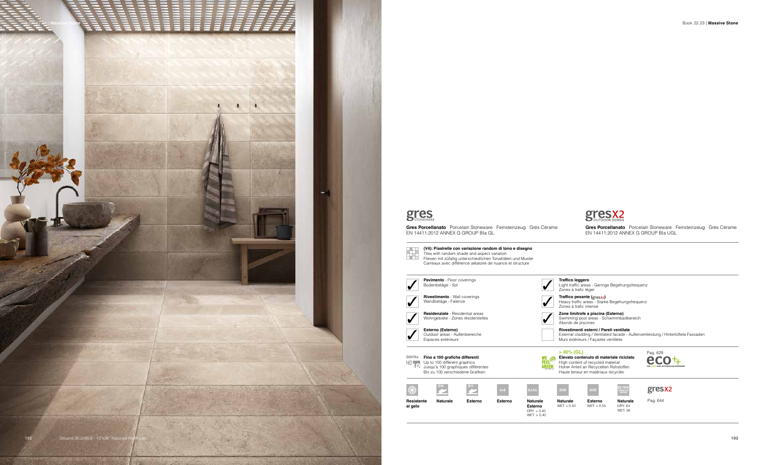Ground 30,2x90,6 - 12"x36" Naturale Rettificato

**gres** STONEWARE

**Gres Porcellanato** Porcelain Stoneware Feinsteinzeug Grès Cérame
EN 14411:2012 ANNEX G GROUP BIa GL

**gresX2** OUTDOOR DESIGN

**Gres Porcellanato** Porcelain Stoneware Feinsteinzeug Grès Cérame
EN 14411:2012 ANNEX G GROUP BIa UGL

**(V4): Piastrelle con variazione random di tono e disegno**
Tiles with random shade and aspect variation
Fliesen mit zufällig unterschiedlichen Tonalitäten und Muster
Carreaux avec différence aléatoire de nuance et structure

| | | | |
|---|---|---|---|
| ✓ | **Pavimento** - Floor coverings<br>Bodenbeläge - Sol | ✓ | **Traffico leggero**<br>Light traffic areas - Geringe Begehungsfrequenz<br>Zones à trafic léger |
| ✓ | **Rivestimento** - Wall coverings<br>Wandbeläge - Faïence | ✓ | **Traffico pesante (gresX2)**<br>Heavy traffic areas - Starke Begehungsfrequenz<br>Zones à trafic intense |
| ✓ | **Residenziale** - Residential areas<br>Wohngebiete - Zones résidentielles | ✓ | **Zone limitrofe a piscina (Esterno)**<br>Swimming pool areas - Schwimmbadbereich<br>Abords de piscines |
| ✓ | **Esterno (Esterno)**<br>Outdoor areas - Außenbereiche<br>Espaces extérieurs | | **Rivestimenti esterni / Pareti ventilate**<br>External cladding / Ventilated facade - Außenverkleidung / Hinterlüftete Fassaden<br>Murs extérieurs / Façades ventilées |

DIGITAL HD 3D **Fino a 100 grafiche differenti**
Up to 100 different graphics
Jusqu'à 100 graphiques différentes
Bis zu 100 verschiedene Grafiken

WE FEEL GREEN **> 40% (GL)**
**Elevato contenuto di materiale riciclato**
High content of recycled material
Hoher Anteil an Recycelten Rohstoffen
Haute teneur en matériaux recyclés

Pag. 629 eco+

| | R10 | R11 | A+B | B.C.R.A. | DCOF | DCOF | BS 7976 | |
|---|---|---|---|---|---|---|---|---|
| **Resistente al gelo** | **Naturale** | **Esterno** | **Esterno** | **Naturale Esterno**<br>DRY: > 0,40<br>WET: > 0,40 | **Naturale**<br>WET: ≥ 0.42 | **Esterno**<br>WET: ≥ 0.55 | **Naturale**<br>DRY: 64<br>WET: 38 | gresX2<br>Pag. 644 |